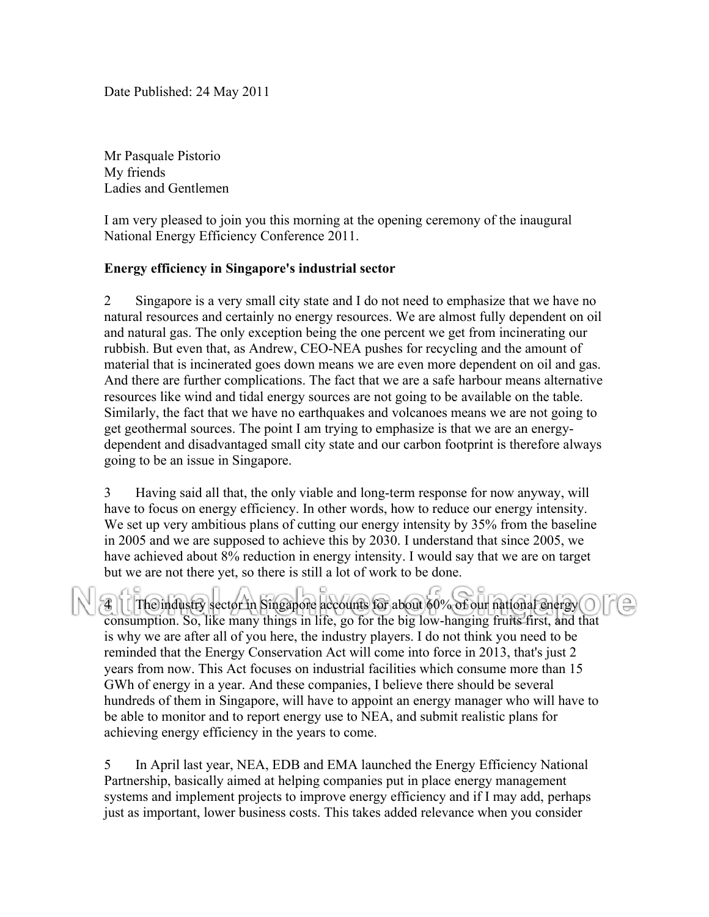Date Published: 24 May 2011

Mr Pasquale Pistorio
My friends
Ladies and Gentlemen

I am very pleased to join you this morning at the opening ceremony of the inaugural National Energy Efficiency Conference 2011.

**Energy efficiency in Singapore's industrial sector**

2 Singapore is a very small city state and I do not need to emphasize that we have no natural resources and certainly no energy resources. We are almost fully dependent on oil and natural gas. The only exception being the one percent we get from incinerating our rubbish. But even that, as Andrew, CEO-NEA pushes for recycling and the amount of material that is incinerated goes down means we are even more dependent on oil and gas. And there are further complications. The fact that we are a safe harbour means alternative resources like wind and tidal energy sources are not going to be available on the table. Similarly, the fact that we have no earthquakes and volcanoes means we are not going to get geothermal sources. The point I am trying to emphasize is that we are an energy-dependent and disadvantaged small city state and our carbon footprint is therefore always going to be an issue in Singapore.

3 Having said all that, the only viable and long-term response for now anyway, will have to focus on energy efficiency. In other words, how to reduce our energy intensity. We set up very ambitious plans of cutting our energy intensity by 35% from the baseline in 2005 and we are supposed to achieve this by 2030. I understand that since 2005, we have achieved about 8% reduction in energy intensity. I would say that we are on target but we are not there yet, so there is still a lot of work to be done.

4 The industry sector in Singapore accounts for about 60% of our national energy consumption. So, like many things in life, go for the big low-hanging fruits first, and that is why we are after all of you here, the industry players. I do not think you need to be reminded that the Energy Conservation Act will come into force in 2013, that's just 2 years from now. This Act focuses on industrial facilities which consume more than 15 GWh of energy in a year. And these companies, I believe there should be several hundreds of them in Singapore, will have to appoint an energy manager who will have to be able to monitor and to report energy use to NEA, and submit realistic plans for achieving energy efficiency in the years to come.

5 In April last year, NEA, EDB and EMA launched the Energy Efficiency National Partnership, basically aimed at helping companies put in place energy management systems and implement projects to improve energy efficiency and if I may add, perhaps just as important, lower business costs. This takes added relevance when you consider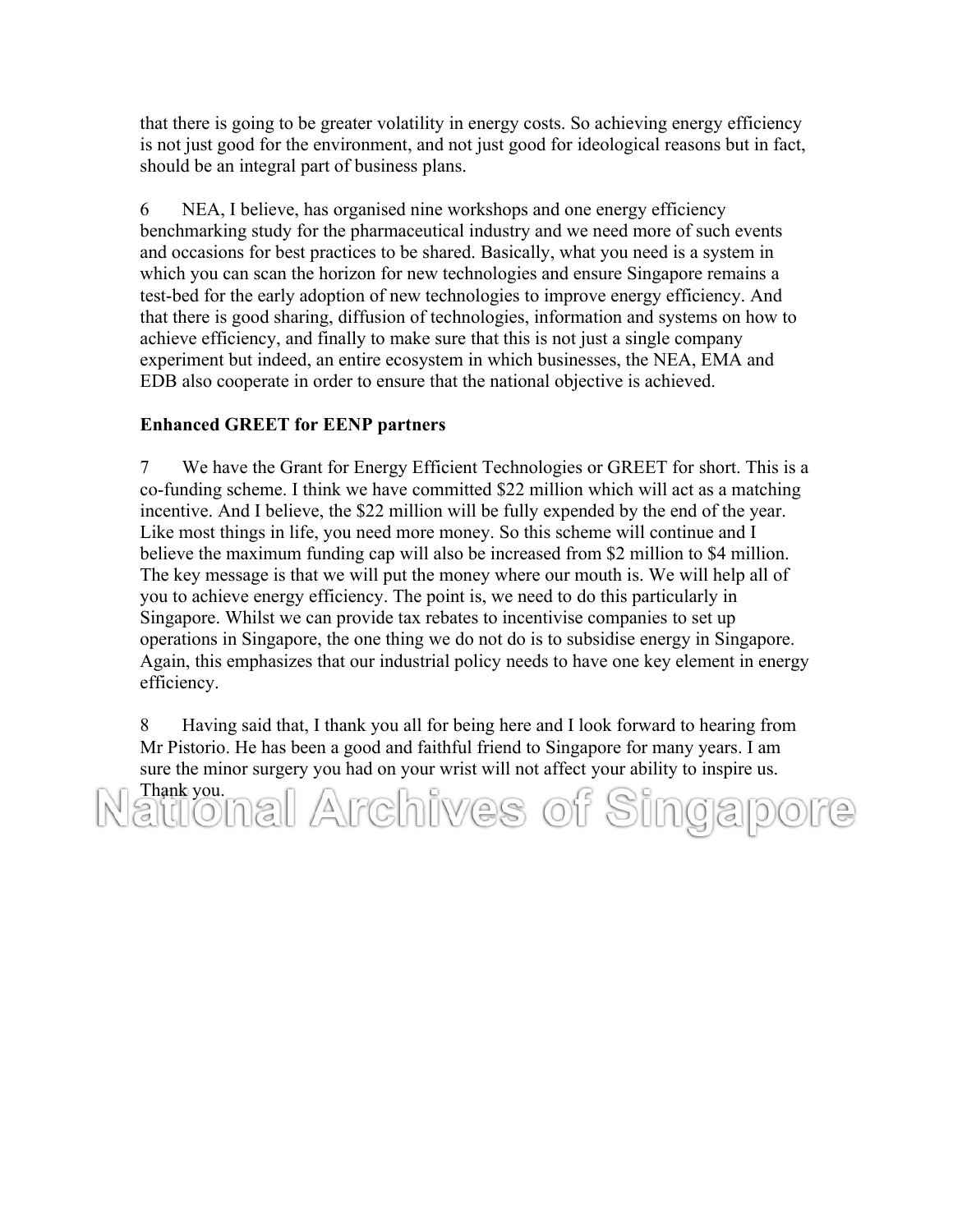that there is going to be greater volatility in energy costs. So achieving energy efficiency is not just good for the environment, and not just good for ideological reasons but in fact, should be an integral part of business plans.

6 NEA, I believe, has organised nine workshops and one energy efficiency benchmarking study for the pharmaceutical industry and we need more of such events and occasions for best practices to be shared. Basically, what you need is a system in which you can scan the horizon for new technologies and ensure Singapore remains a test-bed for the early adoption of new technologies to improve energy efficiency. And that there is good sharing, diffusion of technologies, information and systems on how to achieve efficiency, and finally to make sure that this is not just a single company experiment but indeed, an entire ecosystem in which businesses, the NEA, EMA and EDB also cooperate in order to ensure that the national objective is achieved.

**Enhanced GREET for EENP partners**

7 We have the Grant for Energy Efficient Technologies or GREET for short. This is a co-funding scheme. I think we have committed $22 million which will act as a matching incentive. And I believe, the $22 million will be fully expended by the end of the year. Like most things in life, you need more money. So this scheme will continue and I believe the maximum funding cap will also be increased from $2 million to $4 million. The key message is that we will put the money where our mouth is. We will help all of you to achieve energy efficiency. The point is, we need to do this particularly in Singapore. Whilst we can provide tax rebates to incentivise companies to set up operations in Singapore, the one thing we do not do is to subsidise energy in Singapore. Again, this emphasizes that our industrial policy needs to have one key element in energy efficiency.

8 Having said that, I thank you all for being here and I look forward to hearing from Mr Pistorio. He has been a good and faithful friend to Singapore for many years. I am sure the minor surgery you had on your wrist will not affect your ability to inspire us. Thank you.